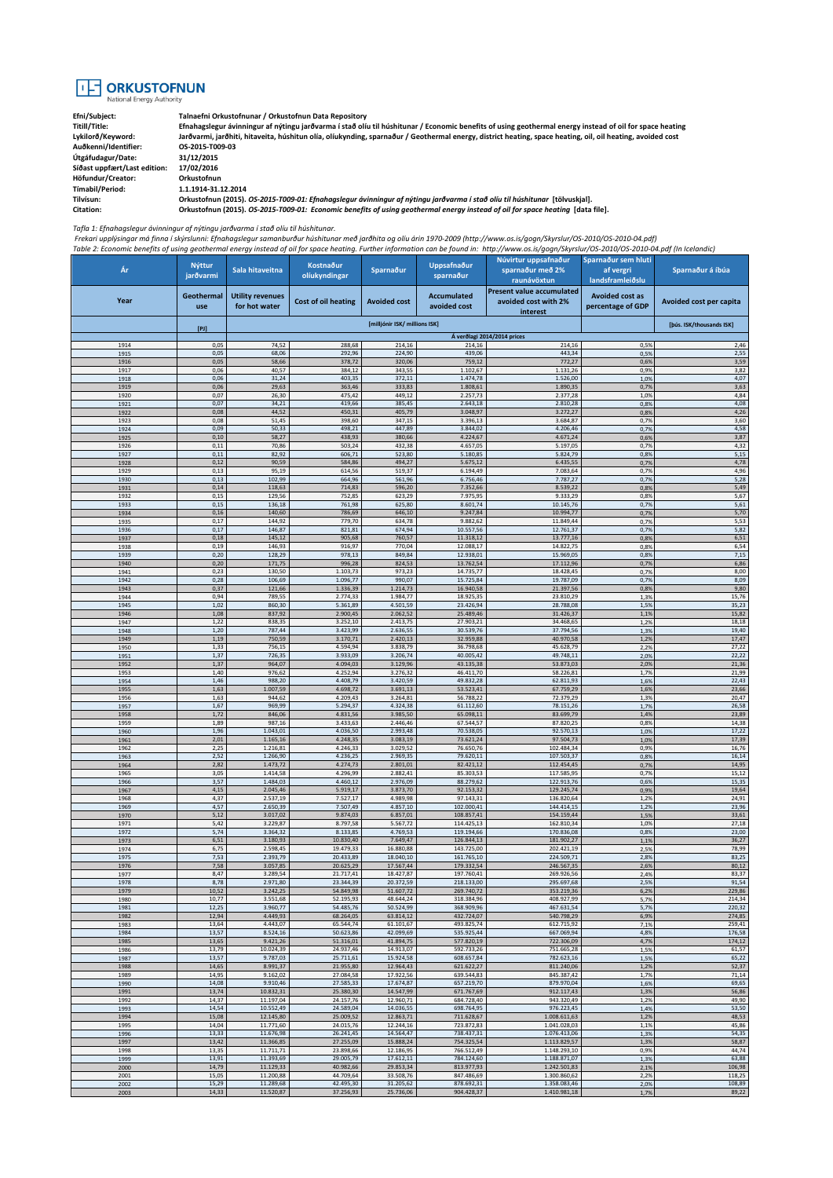**ORKUSTOFNUN**
National Energy Authority

| | |
|---|---|
| Efni/Subject: | Talnaefni Orkustofnunar / Orkustofnun Data Repository |
| Titill/Title: | Efnahagslegur ávinningur af nýtingu jarðvarma í stað olíu til húshitunar / Economic benefits of using geothermal energy instead of oil for space heating |
| Lykilorð/Keyword: | Jarðvarmi, jarðhiti, hitaveita, húshitun olía, olíukynding, sparnaður / Geothermal energy, district heating, space heating, oil, oil heating, avoided cost |
| Auðkenni/Identifier: | OS-2015-T009-03 |
| Útgáfudagur/Date: | 31/12/2015 |
| Síðast uppfært/Last edition: | 17/02/2016 |
| Höfundur/Creator: | Orkustofnun |
| Tímabil/Period: | 1.1.1914-31.12.2014 |
| Tilvísun: | Orkustofnun (2015). *OS-2015-T009-01: Efnahagslegur ávinningur af nýtingu jarðvarma í stað olíu til húshitunar* [tölvuskjal]. |
| Citation: | Orkustofnun (2015). *OS-2015-T009-01: Economic benefits of using geothermal energy instead of oil for space heating* [data file]. |

*Tafla 1: Efnahagslegur ávinningur af nýtingu jarðvarma í stað olíu til húshitunar.*
*Frekari upplýsingar má finna í skýrslunni: Efnahagslegur samanburður húshitunar með jarðhita og olíu árin 1970-2009 (http://www.os.is/gogn/Skyrslur/OS-2010/OS-2010-04.pdf)*
*Table 2: Economic benefits of using geothermal energy instead of oil for space heating. Further information can be found in: http://www.os.is/gogn/Skyrslur/OS-2010/OS-2010-04.pdf (In Icelandic)*

| Ár | Nýttur jarðvarmi | Sala hitaveitna | Kostnaður olíukyndingar | Sparnaður | Uppsafnaður sparnaður | Núvirtur uppsafnaður sparnaður með 2% raunávöxtun | Sparnaður sem hluti af vergri landsframleiðslu | Sparnaður á íbúa |
|---|---|---|---|---|---|---|---|---|
| Year | Geothermal use | Utility revenues for hot water | Cost of oil heating | Avoided cost | Accumulated avoided cost | Present value accumulated avoided cost with 2% interest | Avoided cost as percentage of GDP | Avoided cost per capita |
| | [PJ] | [milljónir ISK/ millions ISK] | | | | | | [þús. ISK/thousands ISK] |
| | | Á verðlagi 2014/2014 prices | | | | | | |
| 1914 | 0,05 | 74,52 | 288,68 | 214,16 | 214,16 | 214,16 | 0,5% | 2,46 |
| 1915 | 0,05 | 68,06 | 292,96 | 224,90 | 439,06 | 443,34 | 0,5% | 2,55 |
| 1916 | 0,05 | 58,66 | 378,72 | 320,06 | 759,12 | 772,27 | 0,6% | 3,59 |
| 1917 | 0,06 | 40,57 | 384,12 | 343,55 | 1.102,67 | 1.131,26 | 0,9% | 3,82 |
| 1918 | 0,06 | 31,24 | 403,35 | 372,11 | 1.474,78 | 1.526,00 | 1,0% | 4,07 |
| 1919 | 0,06 | 29,63 | 363,46 | 333,83 | 1.808,61 | 1.890,35 | 0,7% | 3,63 |
| 1920 | 0,07 | 26,30 | 475,42 | 449,12 | 2.257,73 | 2.377,28 | 1,0% | 4,84 |
| 1921 | 0,07 | 34,21 | 419,66 | 385,45 | 2.643,18 | 2.810,28 | 0,8% | 4,08 |
| 1922 | 0,08 | 44,52 | 450,31 | 405,79 | 3.048,97 | 3.272,27 | 0,8% | 4,26 |
| 1923 | 0,08 | 51,45 | 398,60 | 347,15 | 3.396,13 | 3.684,87 | 0,7% | 3,60 |
| 1924 | 0,09 | 50,33 | 498,21 | 447,89 | 3.844,02 | 4.206,46 | 0,7% | 4,58 |
| 1925 | 0,10 | 58,27 | 438,93 | 380,66 | 4.224,67 | 4.671,24 | 0,6% | 3,87 |
| 1926 | 0,11 | 70,86 | 503,24 | 432,38 | 4.657,05 | 5.197,05 | 0,7% | 4,32 |
| 1927 | 0,11 | 82,92 | 606,71 | 523,80 | 5.180,85 | 5.824,79 | 0,8% | 5,15 |
| 1928 | 0,12 | 90,59 | 584,86 | 494,27 | 5.675,12 | 6.435,55 | 0,7% | 4,78 |
| 1929 | 0,13 | 95,19 | 614,56 | 519,37 | 6.194,49 | 7.083,64 | 0,7% | 4,96 |
| 1930 | 0,13 | 102,99 | 664,96 | 561,96 | 6.756,46 | 7.787,27 | 0,7% | 5,28 |
| 1931 | 0,14 | 118,63 | 714,83 | 596,20 | 7.352,66 | 8.539,22 | 0,8% | 5,49 |
| 1932 | 0,15 | 129,56 | 752,85 | 623,29 | 7.975,95 | 9.333,29 | 0,8% | 5,67 |
| 1933 | 0,15 | 136,18 | 761,98 | 625,80 | 8.601,74 | 10.145,76 | 0,7% | 5,61 |
| 1934 | 0,16 | 140,60 | 786,69 | 646,10 | 9.247,84 | 10.994,77 | 0,7% | 5,70 |
| 1935 | 0,17 | 144,92 | 779,70 | 634,78 | 9.882,62 | 11.849,44 | 0,7% | 5,53 |
| 1936 | 0,17 | 146,87 | 821,81 | 674,94 | 10.557,56 | 12.761,37 | 0,7% | 5,82 |
| 1937 | 0,18 | 145,12 | 905,68 | 760,57 | 11.318,12 | 13.777,16 | 0,8% | 6,51 |
| 1938 | 0,19 | 146,93 | 916,97 | 770,04 | 12.088,17 | 14.822,75 | 0,8% | 6,54 |
| 1939 | 0,20 | 128,29 | 978,13 | 849,84 | 12.938,01 | 15.969,05 | 0,8% | 7,15 |
| 1940 | 0,20 | 171,75 | 996,28 | 824,53 | 13.762,54 | 17.112,96 | 0,7% | 6,86 |
| 1941 | 0,23 | 130,50 | 1.103,73 | 973,23 | 14.735,77 | 18.428,45 | 0,7% | 8,00 |
| 1942 | 0,28 | 106,69 | 1.096,77 | 990,07 | 15.725,84 | 19.787,09 | 0,7% | 8,09 |
| 1943 | 0,37 | 121,66 | 1.336,39 | 1.214,73 | 16.940,58 | 21.397,56 | 0,8% | 9,80 |
| 1944 | 0,94 | 789,55 | 2.774,33 | 1.984,77 | 18.925,35 | 23.810,29 | 1,3% | 15,76 |
| 1945 | 1,02 | 860,30 | 5.361,89 | 4.501,59 | 23.426,94 | 28.788,08 | 1,5% | 35,23 |
| 1946 | 1,08 | 837,92 | 2.900,45 | 2.062,52 | 25.489,46 | 31.426,37 | 1,1% | 15,82 |
| 1947 | 1,22 | 838,35 | 3.252,10 | 2.413,75 | 27.903,21 | 34.468,65 | 1,2% | 18,18 |
| 1948 | 1,20 | 787,44 | 3.423,99 | 2.636,55 | 30.539,76 | 37.794,56 | 1,3% | 19,40 |
| 1949 | 1,19 | 750,59 | 3.170,71 | 2.420,13 | 32.959,88 | 40.970,58 | 1,2% | 17,47 |
| 1950 | 1,33 | 756,15 | 4.594,94 | 3.838,79 | 36.798,68 | 45.628,79 | 2,2% | 27,22 |
| 1951 | 1,37 | 726,35 | 3.933,09 | 3.206,74 | 40.005,42 | 49.748,11 | 2,0% | 22,22 |
| 1952 | 1,37 | 964,07 | 4.094,03 | 3.129,96 | 43.135,38 | 53.873,03 | 2,0% | 21,36 |
| 1953 | 1,40 | 976,62 | 4.252,94 | 3.276,32 | 46.411,70 | 58.226,81 | 1,7% | 21,99 |
| 1954 | 1,46 | 988,20 | 4.408,79 | 3.420,59 | 49.832,28 | 62.811,93 | 1,6% | 22,43 |
| 1955 | 1,63 | 1.007,59 | 4.698,72 | 3.691,13 | 53.523,41 | 67.759,29 | 1,6% | 23,66 |
| 1956 | 1,63 | 944,62 | 4.209,43 | 3.264,81 | 56.788,22 | 72.379,29 | 1,3% | 20,47 |
| 1957 | 1,67 | 969,99 | 5.294,37 | 4.324,38 | 61.112,60 | 78.151,26 | 1,7% | 26,58 |
| 1958 | 1,72 | 846,06 | 4.831,56 | 3.985,50 | 65.098,11 | 83.699,79 | 1,4% | 23,89 |
| 1959 | 1,89 | 987,16 | 3.433,63 | 2.446,46 | 67.544,57 | 87.820,25 | 0,8% | 14,38 |
| 1960 | 1,96 | 1.043,01 | 4.036,50 | 2.993,48 | 70.538,05 | 92.570,13 | 1,0% | 17,22 |
| 1961 | 2,01 | 1.165,16 | 4.248,35 | 3.083,19 | 73.621,24 | 97.504,73 | 1,0% | 17,39 |
| 1962 | 2,25 | 1.216,81 | 4.246,33 | 3.029,52 | 76.650,76 | 102.484,34 | 0,9% | 16,76 |
| 1963 | 2,52 | 1.266,90 | 4.236,25 | 2.969,35 | 79.620,11 | 107.503,37 | 0,8% | 16,14 |
| 1964 | 2,82 | 1.473,72 | 4.274,73 | 2.801,01 | 82.421,12 | 112.454,45 | 0,7% | 14,95 |
| 1965 | 3,05 | 1.414,58 | 4.296,99 | 2.882,41 | 85.303,53 | 117.585,95 | 0,7% | 15,12 |
| 1966 | 3,57 | 1.484,03 | 4.460,12 | 2.976,09 | 88.279,62 | 122.913,76 | 0,6% | 15,35 |
| 1967 | 4,15 | 2.045,46 | 5.919,17 | 3.873,70 | 92.153,32 | 129.245,74 | 0,9% | 19,64 |
| 1968 | 4,37 | 2.537,19 | 7.527,17 | 4.989,98 | 97.143,31 | 136.820,64 | 1,2% | 24,91 |
| 1969 | 4,57 | 2.650,39 | 7.507,49 | 4.857,10 | 102.000,41 | 144.414,15 | 1,2% | 23,96 |
| 1970 | 5,12 | 3.017,02 | 9.874,03 | 6.857,01 | 108.857,41 | 154.159,44 | 1,5% | 33,61 |
| 1971 | 5,42 | 3.229,87 | 8.797,58 | 5.567,72 | 114.425,13 | 162.810,34 | 1,0% | 27,18 |
| 1972 | 5,74 | 3.364,32 | 8.133,85 | 4.769,53 | 119.194,66 | 170.836,08 | 0,8% | 23,00 |
| 1973 | 6,51 | 3.180,93 | 10.830,40 | 7.649,47 | 126.844,13 | 181.902,27 | 1,1% | 36,27 |
| 1974 | 6,75 | 2.598,45 | 19.479,33 | 16.880,88 | 143.725,00 | 202.421,19 | 2,5% | 78,99 |
| 1975 | 7,53 | 2.393,79 | 20.433,89 | 18.040,10 | 161.765,10 | 224.509,71 | 2,8% | 83,25 |
| 1976 | 7,58 | 3.057,85 | 20.625,29 | 17.567,44 | 179.332,54 | 246.567,35 | 2,6% | 80,12 |
| 1977 | 8,47 | 3.289,54 | 21.717,41 | 18.427,87 | 197.760,41 | 269.926,56 | 2,4% | 83,37 |
| 1978 | 8,78 | 2.971,80 | 23.344,39 | 20.372,59 | 218.133,00 | 295.697,68 | 2,5% | 91,54 |
| 1979 | 10,52 | 3.242,25 | 54.849,98 | 51.607,72 | 269.740,72 | 353.219,36 | 6,2% | 229,86 |
| 1980 | 10,77 | 3.551,68 | 52.195,93 | 48.644,24 | 318.384,96 | 408.927,99 | 5,7% | 214,34 |
| 1981 | 12,25 | 3.960,77 | 54.485,76 | 50.524,99 | 368.909,96 | 467.631,54 | 5,7% | 220,32 |
| 1982 | 12,94 | 4.449,93 | 68.264,05 | 63.814,12 | 432.724,07 | 540.798,29 | 6,9% | 274,85 |
| 1983 | 13,64 | 4.443,07 | 65.544,74 | 61.101,67 | 493.825,74 | 612.715,92 | 7,1% | 259,41 |
| 1984 | 13,57 | 8.524,16 | 50.623,86 | 42.099,69 | 535.925,44 | 667.069,94 | 4,8% | 176,58 |
| 1985 | 13,65 | 9.421,26 | 51.316,01 | 41.894,75 | 577.820,19 | 722.306,09 | 4,7% | 174,12 |
| 1986 | 13,79 | 10.024,39 | 24.937,46 | 14.913,07 | 592.733,26 | 751.665,28 | 1,5% | 61,57 |
| 1987 | 13,57 | 9.787,03 | 25.711,61 | 15.924,58 | 608.657,84 | 782.623,16 | 1,5% | 65,22 |
| 1988 | 14,65 | 8.991,37 | 21.955,80 | 12.964,43 | 621.622,27 | 811.240,06 | 1,2% | 52,37 |
| 1989 | 14,95 | 9.162,02 | 27.084,58 | 17.922,56 | 639.544,83 | 845.387,42 | 1,7% | 71,14 |
| 1990 | 14,08 | 9.910,46 | 27.585,33 | 17.674,87 | 657.219,70 | 879.970,04 | 1,6% | 69,65 |
| 1991 | 13,74 | 10.832,31 | 25.380,30 | 14.547,99 | 671.767,69 | 912.117,43 | 1,3% | 56,86 |
| 1992 | 14,37 | 11.197,04 | 24.157,76 | 12.960,71 | 684.728,40 | 943.320,49 | 1,2% | 49,90 |
| 1993 | 14,54 | 10.552,49 | 24.589,04 | 14.036,55 | 698.764,95 | 976.223,45 | 1,4% | 53,50 |
| 1994 | 15,08 | 12.145,80 | 25.009,52 | 12.863,71 | 711.628,67 | 1.008.611,63 | 1,2% | 48,53 |
| 1995 | 14,04 | 11.771,60 | 24.015,76 | 12.244,16 | 723.872,83 | 1.041.028,03 | 1,1% | 45,86 |
| 1996 | 13,33 | 11.676,98 | 26.241,45 | 14.564,47 | 738.437,31 | 1.076.413,06 | 1,3% | 54,35 |
| 1997 | 13,42 | 11.366,85 | 27.255,09 | 15.888,24 | 754.325,54 | 1.113.829,57 | 1,3% | 58,87 |
| 1998 | 13,35 | 11.711,71 | 23.898,66 | 12.186,95 | 766.512,49 | 1.148.293,10 | 0,9% | 44,74 |
| 1999 | 13,91 | 11.393,69 | 29.005,79 | 17.612,11 | 784.124,60 | 1.188.871,07 | 1,3% | 63,88 |
| 2000 | 14,79 | 11.129,33 | 40.982,66 | 29.853,34 | 813.977,93 | 1.242.501,83 | 2,1% | 106,98 |
| 2001 | 15,05 | 11.200,88 | 44.709,64 | 33.508,76 | 847.486,69 | 1.300.860,62 | 2,2% | 118,25 |
| 2002 | 15,29 | 11.289,68 | 42.495,30 | 31.205,62 | 878.692,31 | 1.358.083,46 | 2,0% | 108,89 |
| 2003 | 14,33 | 11.520,87 | 37.256,93 | 25.736,06 | 904.428,37 | 1.410.981,18 | 1,7% | 89,22 |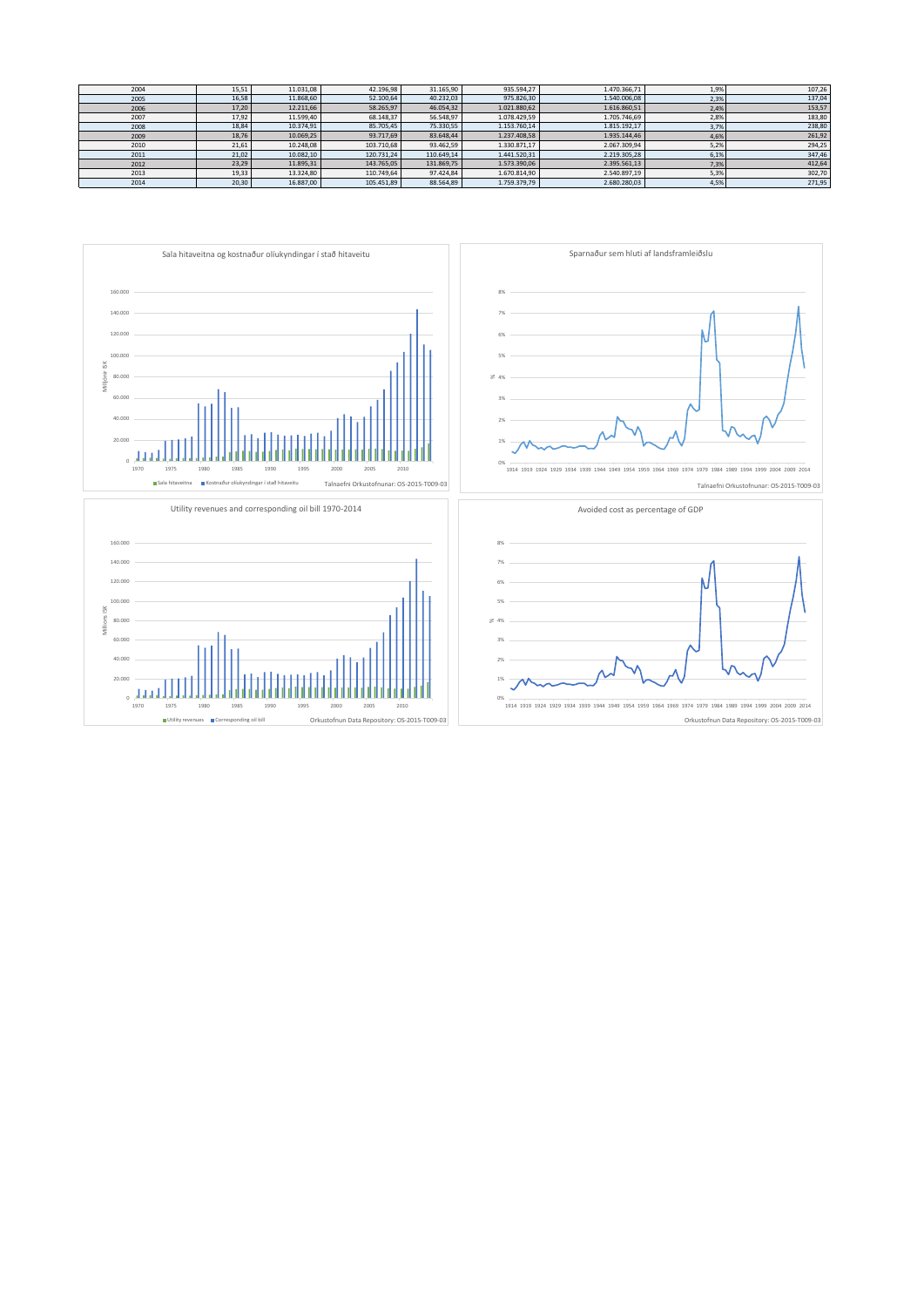| | | | | | | | | |
|---|---|---|---|---|---|---|---|---|
| 2004 | 15,51 | 11.031,08 | 42.196,98 | 31.165,90 | 935.594,27 | 1.470.366,71 | 1,9% | 107,26 |
| 2005 | 16,58 | 11.868,60 | 52.100,64 | 40.232,03 | 975.826,30 | 1.540.006,08 | 2,3% | 137,04 |
| 2006 | 17,20 | 12.211,66 | 58.265,97 | 46.054,32 | 1.021.880,62 | 1.616.860,51 | 2,4% | 153,57 |
| 2007 | 17,92 | 11.599,40 | 68.148,37 | 56.548,97 | 1.078.429,59 | 1.705.746,69 | 2,8% | 183,80 |
| 2008 | 18,84 | 10.374,91 | 85.705,45 | 75.330,55 | 1.153.760,14 | 1.815.192,17 | 3,7% | 238,80 |
| 2009 | 18,76 | 10.069,25 | 93.717,69 | 83.648,44 | 1.237.408,58 | 1.935.144,46 | 4,6% | 261,92 |
| 2010 | 21,61 | 10.248,08 | 103.710,68 | 93.462,59 | 1.330.871,17 | 2.067.309,94 | 5,2% | 294,25 |
| 2011 | 21,02 | 10.082,10 | 120.731,24 | 110.649,14 | 1.441.520,31 | 2.219.305,28 | 6,1% | 347,46 |
| 2012 | 23,29 | 11.895,31 | 143.765,05 | 131.869,75 | 1.573.390,06 | 2.395.561,13 | 7,3% | 412,64 |
| 2013 | 19,33 | 13.324,80 | 110.749,64 | 97.424,84 | 1.670.814,90 | 2.540.897,19 | 5,3% | 302,70 |
| 2014 | 20,30 | 16.887,00 | 105.451,89 | 88.564,89 | 1.759.379,79 | 2.680.280,03 | 4,5% | 271,95 |

Sala hitaveitna og kostnaður olíukyndingar í stað hitaveitu

Milljónir ISK

160.000
140.000
120.000
100.000
80.000
60.000
40.000
20.000
0

1970 1975 1980 1985 1990 1995 2000 2005 2010

Sala hitaveitna ■ Kostnaður olíukyndingar í stað hitaveitu

Talnaefni Orkustofnunar: OS-2015-T009-03

Sparnaður sem hluti af landsframleiðslu

%

8%
7%
6%
5%
4%
3%
2%
1%
0%

1914 1919 1924 1929 1934 1939 1944 1949 1954 1959 1964 1969 1974 1979 1984 1989 1994 1999 2004 2009 2014

Talnaefni Orkustofnunar: OS-2015-T009-03

Utility revenues and corresponding oil bill 1970-2014

Millions ISK

160.000
140.000
120.000
100.000
80.000
60.000
40.000
20.000
0

1970 1975 1980 1985 1990 1995 2000 2005 2010

Utility revenues ■ Corresponding oil bill

Orkustofnun Data Repository: OS-2015-T009-03

Avoided cost as percentage of GDP

%

8%
7%
6%
5%
4%
3%
2%
1%
0%

1914 1919 1924 1929 1934 1939 1944 1949 1954 1959 1964 1969 1974 1979 1984 1989 1994 1999 2004 2009 2014

Orkustofnun Data Repository: OS-2015-T009-03